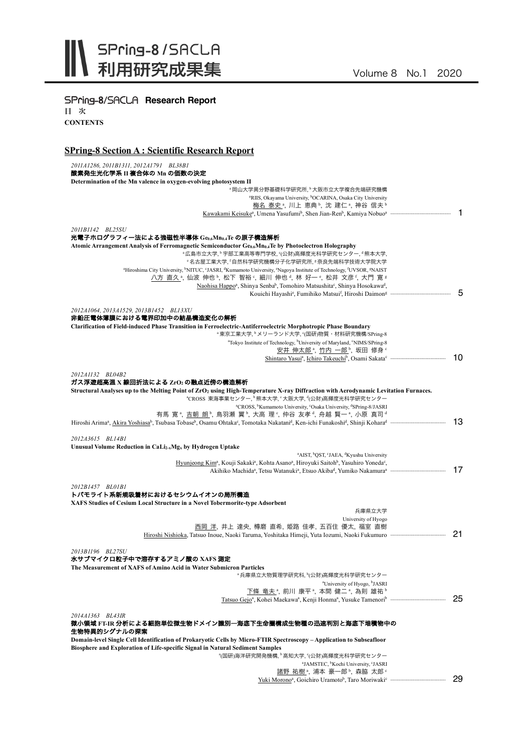# SPring-8/SACLA 利用研究成果集

Volume 8 No.1 2020

## SPring-8/SACLA Research Report

目 次

**CONTENTS**

## SPring-8 Section A : Scientific Research Report

*2011A1286, 2011B1311, 2012A1791 BL38B1*

**酸素発生光化学系 II 複合体の Mn の価数の決定**

**Determination of the Mn valence in oxygen-evolving photosystem II**

[a]岡山大学異分野基礎科学研究所, [b]大阪市立大学複合先端研究機構

[a]RIIS, Okayama University, [b]OCARINA, Osaka City University

梅名 泰史[a], 川上 恵典[b], 沈 建仁[a], 神谷 信夫[b]

Kawakami Keisuke[a], Umena Yasufumi[b], Shen Jian-Ren[b], Kamiya Nobuo[a] ……… 1

*2011B1142 BL25SU*

**光電子ホログラフィー法による強磁性半導体 $Ge_{0.6}Mn_{0.4}Te$ の原子構造解析**

**Atomic Arrangement Analysis of Ferromagnetic Semiconductor $Ge_{0.6}Mn_{0.4}Te$ by Photoelectron Holography**

[a]広島市立大学, [b]宇部工業高等専門学校, [c](公財)高輝度光科学研究センター, [d]熊本大学, [e]名古屋工業大学, [f]自然科学研究機構分子化学研究所, [g]奈良先端科学技術大学院大学

[a]Hiroshima City University, [b]NITUC, [c]JASRI, [d]Kumamoto University, [e]Nagoya Institute of Technology, [f]UVSOR, [g]NAIST

八方 直久[a], 仙波 伸也[b], 松下 智裕[c], 細川 伸也[d], 林 好一[e], 松井 文彦[f], 大門 寛[g]

Naohisa Happo[a], Shinya Senba[b], Tomohiro Matsushita[c], Shinya Hosokawa[d], Kouichi Hayashi[e], Fumihiko Matsui[f], Hiroshi Daimon[g] ……… 5

*2012A1064, 2013A1529, 2013B1452 BL13XU*

**非鉛圧電体薄膜における電界印加中の結晶構造変化の解析**

**Clarification of Field-induced Phase Transition in Ferroelectric-Antiferroelectric Morphotropic Phase Boundary**

[a]東京工業大学, [b]メリーランド大学, [c](国研)物質・材料研究機構/SPring-8

[a]Tokyo Institute of Technology, [b]University of Maryland, [c]NIMS/SPring-8

安井 伸太郎[a], 竹内 一郎[b], 坂田 修身[c]

Shintaro Yasui[a], Ichiro Takeuchi[b], Osami Sakata[c] ……… 10

*2012A1132 BL04B2*

**ガス浮遊超高温 X 線回折法による $ZrO_2$ の融点近傍の構造解析**

**Structural Analyses up to the Melting Point of $ZrO_2$ using High-Temperature X-ray Diffraction with Aerodynamic Levitation Furnaces.**

[a]CROSS 東海事業センター, [b]熊本大学, [c]大阪大学, [d](公財)高輝度光科学研究センター

[a]CROSS, [b]Kumamoto University, [c]Osaka University, [d]SPring-8/JASRI

有馬 寛[a], 吉朝 朗[b], 鳥羽瀬 翼[b], 大高 理[c], 仲谷 友孝[d], 舟越 賢一[a], 小原 真司[d]

Hiroshi Arima[a], Akira Yoshiasa[b], Tsubasa Tobase[b], Osamu Ohtaka[c], Tomotaka Nakatani[d], Ken-ichi Funakoshi[d], Shinji Kohara[d] ……… 13

*2012A3615 BL14B1*

**Unusual Volume Reduction in $CaLi_{2-x}Mg_x$ by Hydrogen Uptake**

[a]AIST, [b]QST, [c]JAEA, [d]Kyushu University

Hyunjeong Kim[a], Kouji Sakaki[a], Kohta Asano[a], Hiroyuki Saitoh[b], Yasuhiro Yoneda[c], Akihiko Machida[a], Tetsu Watanuki[a], Etsuo Akiba[d], Yumiko Nakamura[a] ……… 17

*2012B1457 BL01B1*

**トバモライト系新規吸着材におけるセシウムイオンの局所構造**

**XAFS Studies of Cesium Local Structure in a Novel Tobermorite-type Adsorbent**

兵庫県立大学

University of Hyogo

西岡 洋, 井上 達央, 樽磨 直希, 姫路 佳孝, 五百住 優太, 福室 直樹

Hiroshi Nishioka, Tatsuo Inoue, Naoki Taruma, Yoshitaka Himeji, Yuta Iozumi, Naoki Fukumuro ……… 21

*2013B1196 BL27SU*

**水サブマイクロ粒子中で溶存するアミノ酸の XAFS 測定**

**The Measurement of XAFS of Amino Acid in Water Submicron Particles**

[a]兵庫県立大物質理学研究科, [b](公財)高輝度光科学研究センター

[a]University of Hyogo, [b]JASRI

下條 竜夫[a], 前川 康平[a], 本間 健二[a], 為則 雄祐[b]

Tatsuo Gejo[a], Kohei Maekawa[a], Kenji Honma[a], Yusuke Tamenori[b] ……… 25

*2014A1363 BL43IR*

**微小領域 FT-IR 分析による細胞単位微生物ドメイン識別―海底下生命圏構成生物種の迅速判別と海底下堆積物中の生物特異的シグナルの探索**

**Domain-level Single Cell Identification of Prokaryotic Cells by Micro-FTIR Spectroscopy – Application to Subseafloor Biosphere and Exploration of Life-specific Signal in Natural Sediment Samples**

[a](国研)海洋研究開発機構, [b]高知大学, [c](公財)高輝度光科学研究センター

[a]JAMSTEC, [b]Kochi University, [c]JASRI

諸野 祐樹[a], 浦本 豪一郎[b], 森脇 太郎[c]

Yuki Morono[a], Goichiro Uramoto[b], Taro Moriwaki[c] ……… 29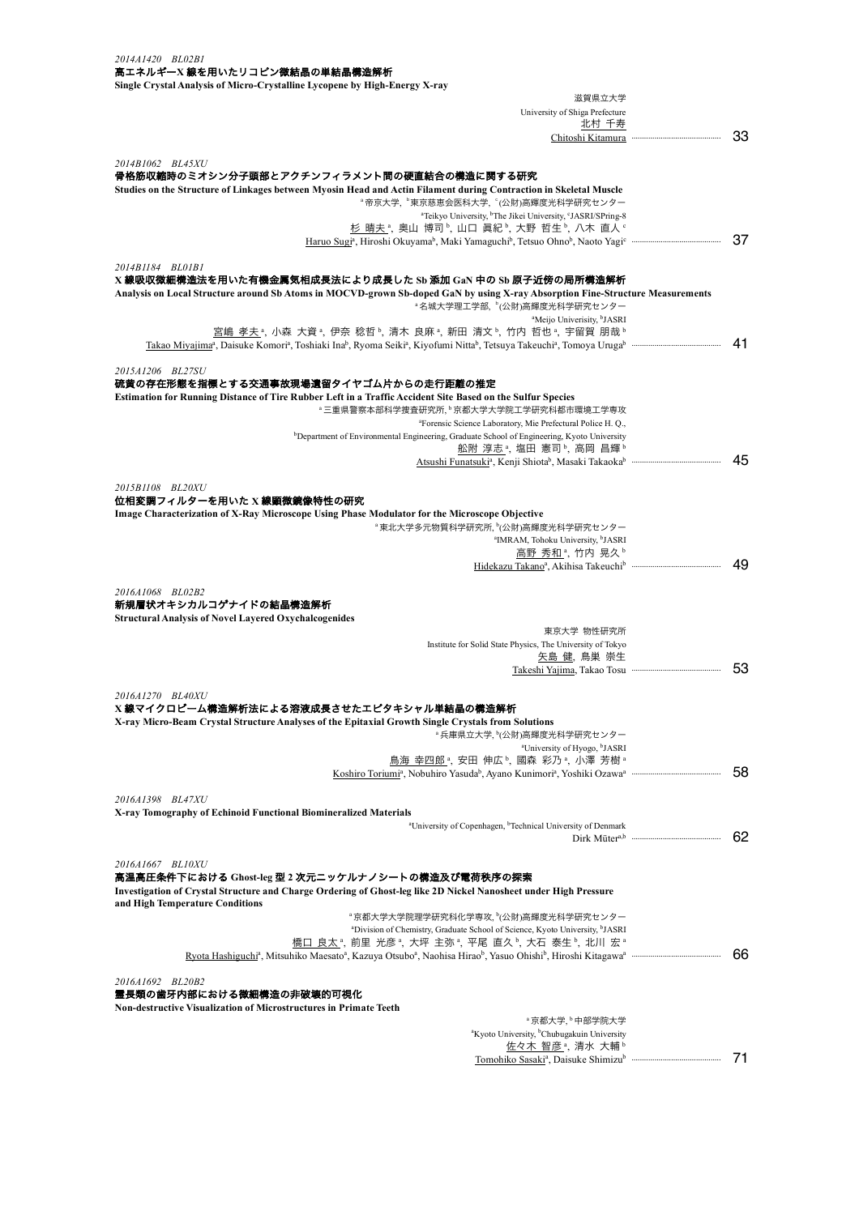*2014A1420　BL02B1*
**高エネルギーX 線を用いたリコピン微結晶の単結晶構造解析**
**Single Crystal Analysis of Micro-Crystalline Lycopene by High-Energy X-ray**

滋賀県立大学
University of Shiga Prefecture
北村 千寿
Chitoshi Kitamura ………………… 33

*2014B1062　BL45XU*
**骨格筋収縮時のミオシン分子頭部とアクチンフィラメント間の硬直結合の構造に関する研究**
**Studies on the Structure of Linkages between Myosin Head and Actin Filament during Contraction in Skeletal Muscle**

[a]帝京大学, [b]東京慈恵会医科大学, [c](公財)高輝度光科学研究センター
[a]Teikyo University, [b]The Jikei University, [c]JASRI/SPring-8
杉 晴夫[a], 奥山 博司[b], 山口 眞紀[b], 大野 哲生[b], 八木 直人[c]
Haruo Sugi[a], Hiroshi Okuyama[b], Maki Yamaguchi[b], Tetsuo Ohno[b], Naoto Yagi[c] ………………… 37

*2014B1184　BL01B1*
**X 線吸収微細構造法を用いた有機金属気相成長法により成長した Sb 添加 GaN 中の Sb 原子近傍の局所構造解析**
**Analysis on Local Structure around Sb Atoms in MOCVD-grown Sb-doped GaN by using X-ray Absorption Fine-Structure Measurements**

[a]名城大学理工学部, [b](公財)高輝度光科学研究センター
[a]Meijo Univerisity, [b]JASRI
宮嶋 孝夫[a], 小森 大資[a], 伊奈 稔哲[b], 清木 良麻[a], 新田 清文[b], 竹内 哲也[a], 宇留賀 朋哉[b]
Takao Miyajima[a], Daisuke Komori[a], Toshiaki Ina[b], Ryoma Seiki[a], Kiyofumi Nitta[b], Tetsuya Takeuchi[a], Tomoya Uruga[b] ………………… 41

*2015A1206　BL27SU*
**硫黄の存在形態を指標とする交通事故現場遺留タイヤゴム片からの走行距離の推定**
**Estimation for Running Distance of Tire Rubber Left in a Traffic Accident Site Based on the Sulfur Species**

[a]三重県警察本部科学捜査研究所, [b]京都大学大学院工学研究科都市環境工学専攻
[a]Forensic Science Laboratory, Mie Prefectural Police H. Q.,
[b]Department of Environmental Engineering, Graduate School of Engineering, Kyoto University
船附 淳志[a], 塩田 憲司[b], 高岡 昌輝[b]
Atsushi Funatsuki[a], Kenji Shiota[b], Masaki Takaoka[b] ………………… 45

*2015B1108　BL20XU*
**位相変調フィルターを用いた X 線顕微鏡像特性の研究**
**Image Characterization of X-Ray Microscope Using Phase Modulator for the Microscope Objective**

[a]東北大学多元物質科学研究所, [b](公財)高輝度光科学研究センター
[a]IMRAM, Tohoku University, [b]JASRI
高野 秀和[a], 竹内 晃久[b]
Hidekazu Takano[a], Akihisa Takeuchi[b] ………………… 49

*2016A1068　BL02B2*
**新規層状オキシカルコゲナイドの結晶構造解析**
**Structural Analysis of Novel Layered Oxychalcogenides**

東京大学 物性研究所
Institute for Solid State Physics, The University of Tokyo
矢島 健, 鳥巣 崇生
Takeshi Yajima, Takao Tosu ………………… 53

*2016A1270　BL40XU*
**X 線マイクロビーム構造解析法による溶液成長させたエピタキシャル単結晶の構造解析**
**X-ray Micro-Beam Crystal Structure Analyses of the Epitaxial Growth Single Crystals from Solutions**

[a]兵庫県立大学, [b](公財)高輝度光科学研究センター
[a]University of Hyogo, [b]JASRI
鳥海 幸四郎[a], 安田 伸広[b], 國森 彩乃[a], 小澤 芳樹[a]
Koshiro Toriumi[a], Nobuhiro Yasuda[b], Ayano Kunimori[a], Yoshiki Ozawa[a] ………………… 58

*2016A1398　BL47XU*
**X-ray Tomography of Echinoid Functional Biomineralized Materials**

[a]University of Copenhagen, [b]Technical University of Denmark
Dirk Müter[a,b] ………………… 62

*2016A1667　BL10XU*
**高温高圧条件下における Ghost-leg 型 2 次元ニッケルナノシートの構造及び電荷秩序の探索**
**Investigation of Crystal Structure and Charge Ordering of Ghost-leg like 2D Nickel Nanosheet under High Pressure and High Temperature Conditions**

[a]京都大学大学院理学研究科化学専攻, [b](公財)高輝度光科学研究センター
[a]Division of Chemistry, Graduate School of Science, Kyoto University, [b]JASRI
橋口 良太[a], 前里 光彦[a], 大坪 主弥[a], 平尾 直久[b], 大石 泰生[b], 北川 宏[a]
Ryota Hashiguchi[a], Mitsuhiko Maesato[a], Kazuya Otsubo[a], Naohisa Hirao[b], Yasuo Ohishi[b], Hiroshi Kitagawa[a] ………………… 66

*2016A1692　BL20B2*
**霊長類の歯牙内部における微細構造の非破壊的可視化**
**Non-destructive Visualization of Microstructures in Primate Teeth**

[a]京都大学, [b]中部学院大学
[a]Kyoto University, [b]Chubugakuin University
佐々木 智彦[a], 清水 大輔[b]
Tomohiko Sasaki[a], Daisuke Shimizu[b] ………………… 71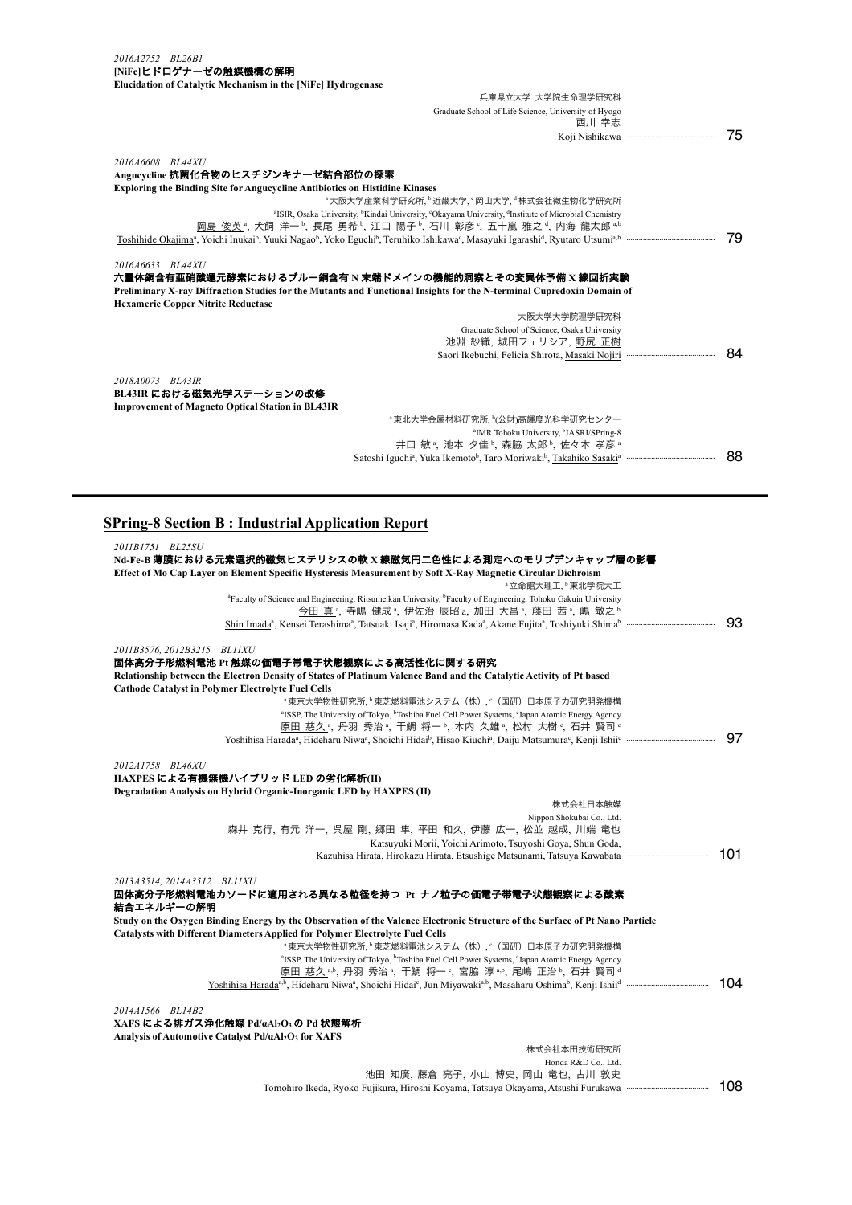*2016A2752 BL26B1*
**[NiFe]ヒドロゲナーゼの触媒機構の解明**
**Elucidation of Catalytic Mechanism in the [NiFe] Hydrogenase**

兵庫県立大学 大学院生命理学研究科
Graduate School of Life Science, University of Hyogo
西川 幸志
Koji Nishikawa ………… 75

*2016A6608 BL44XU*
**Angucycline 抗菌化合物のヒスチジンキナーゼ結合部位の探索**
**Exploring the Binding Site for Angucycline Antibiotics on Histidine Kinases**

[a]大阪大学産業科学研究所, [b]近畿大学, [c]岡山大学, [d]株式会社微生物化学研究所
[a]ISIR, Osaka University, [b]Kindai University, [c]Okayama University, [d]Institute of Microbial Chemistry
岡島 俊英[a], 犬飼 洋一[b], 長尾 勇希[b], 江口 陽子[b], 石川 彰彦[c], 五十嵐 雅之[d], 内海 龍太郎[a,b]
Toshihide Okajima[a], Yoichi Inukai[b], Yuuki Nagao[b], Yoko Eguchi[b], Teruhiko Ishikawa[c], Masayuki Igarashi[d], Ryutaro Utsumi[a,b] ………… 79

*2016A6633 BL44XU*
**六量体銅含有亜硝酸還元酵素におけるブルー銅含有 N 末端ドメインの機能的洞察とその変異体予備 X 線回折実験**
**Preliminary X-ray Diffraction Studies for the Mutants and Functional Insights for the N-terminal Cupredoxin Domain of Hexameric Copper Nitrite Reductase**

大阪大学大学院理学研究科
Graduate School of Science, Osaka University
池淵 紗織, 城田フェリシア, 野尻 正樹
Saori Ikebuchi, Felicia Shirota, Masaki Nojiri ………… 84

*2018A0073 BL43IR*
**BL43IR における磁気光学ステーションの改修**
**Improvement of Magneto Optical Station in BL43IR**

[a]東北大学金属材料研究所, [b](公財)高輝度光科学研究センター
[a]IMR Tohoku University, [b]JASRI/SPring-8
井口 敏[a], 池本 夕佳[b], 森脇 太郎[b], 佐々木 孝彦[a]
Satoshi Iguchi[a], Yuka Ikemoto[b], Taro Moriwaki[b], Takahiko Sasaki[a] ………… 88

## SPring-8 Section B : Industrial Application Report

*2011B1751 BL25SU*
**Nd-Fe-B 薄膜における元素選択的磁気ヒステリシスの軟 X 線磁気円二色性による測定へのモリブデンキャップ層の影響**
**Effect of Mo Cap Layer on Element Specific Hysteresis Measurement by Soft X-Ray Magnetic Circular Dichroism**

[a]立命館大理工, [b]東北学院大工
[a]Faculty of Science and Engineering, Ritsumeikan University, [b]Faculty of Engineering, Tohoku Gakuin University
今田 真[a], 寺嶋 健成[a], 伊佐治 辰昭 a, 加田 大昌[a], 藤田 茜[a], 嶋 敏之[b]
Shin Imada[a], Kensei Terashima[a], Tatsuaki Isaji[a], Hiromasa Kada[a], Akane Fujita[a], Toshiyuki Shima[b] ………… 93

*2011B3576, 2012B3215 BL11XU*
**固体高分子形燃料電池 Pt 触媒の価電子帯電子状態観察による高活性化に関する研究**
**Relationship between the Electron Density of States of Platinum Valence Band and the Catalytic Activity of Pt based Cathode Catalyst in Polymer Electrolyte Fuel Cells**

[a]東京大学物性研究所, [b]東芝燃料電池システム（株）, [c]（国研）日本原子力研究開発機構
[a]ISSP, The University of Tokyo, [b]Toshiba Fuel Cell Power Systems, [c]Japan Atomic Energy Agency
原田 慈久[a], 丹羽 秀治[a], 干鯛 将一[b], 木内 久雄[a], 松村 大樹[c], 石井 賢司[c]
Yoshihisa Harada[a], Hideharu Niwa[a], Shoichi Hidai[b], Hisao Kiuchi[a], Daiju Matsumura[c], Kenji Ishii[c] ………… 97

*2012A1758 BL46XU*
**HAXPES による有機無機ハイブリッド LED の劣化解析(II)**
**Degradation Analysis on Hybrid Organic-Inorganic LED by HAXPES (II)**

株式会社日本触媒
Nippon Shokubai Co., Ltd.
森井 克行, 有元 洋一, 呉屋 剛, 郷田 隼, 平田 和久, 伊藤 広一, 松並 越成, 川端 竜也
Katsuyuki Morii, Yoichi Arimoto, Tsuyoshi Goya, Shun Goda,
Kazuhisa Hirata, Hirokazu Hirata, Etsushige Matsunami, Tatsuya Kawabata ………… 101

*2013A3514, 2014A3512 BL11XU*
**固体高分子形燃料電池カソードに適用される異なる粒径を持つ Pt ナノ粒子の価電子帯電子状態観察による酸素結合エネルギーの解明**
**Study on the Oxygen Binding Energy by the Observation of the Valence Electronic Structure of the Surface of Pt Nano Particle Catalysts with Different Diameters Applied for Polymer Electrolyte Fuel Cells**

[a]東京大学物性研究所, [b]東芝燃料電池システム（株）, [c]（国研）日本原子力研究開発機構
[a]ISSP, The University of Tokyo, [b]Toshiba Fuel Cell Power Systems, [c]Japan Atomic Energy Agency
原田 慈久[a,b], 丹羽 秀治[a], 干鯛 将一[c], 宮脇 淳[a,b], 尾嶋 正治[b], 石井 賢司[d]
Yoshihisa Harada[a,b], Hideharu Niwa[a], Shoichi Hidai[c], Jun Miyawaki[a,b], Masaharu Oshima[b], Kenji Ishii[d] ………… 104

*2014A1566 BL14B2*
**XAFS による排ガス浄化触媒 Pd/αAl$_2$O$_3$ の Pd 状態解析**
**Analysis of Automotive Catalyst Pd/αAl$_2$O$_3$ for XAFS**

株式会社本田技術研究所
Honda R&D Co., Ltd.
池田 知廣, 藤倉 亮子, 小山 博史, 岡山 竜也, 古川 敦史
Tomohiro Ikeda, Ryoko Fujikura, Hiroshi Koyama, Tatsuya Okayama, Atsushi Furukawa ………… 108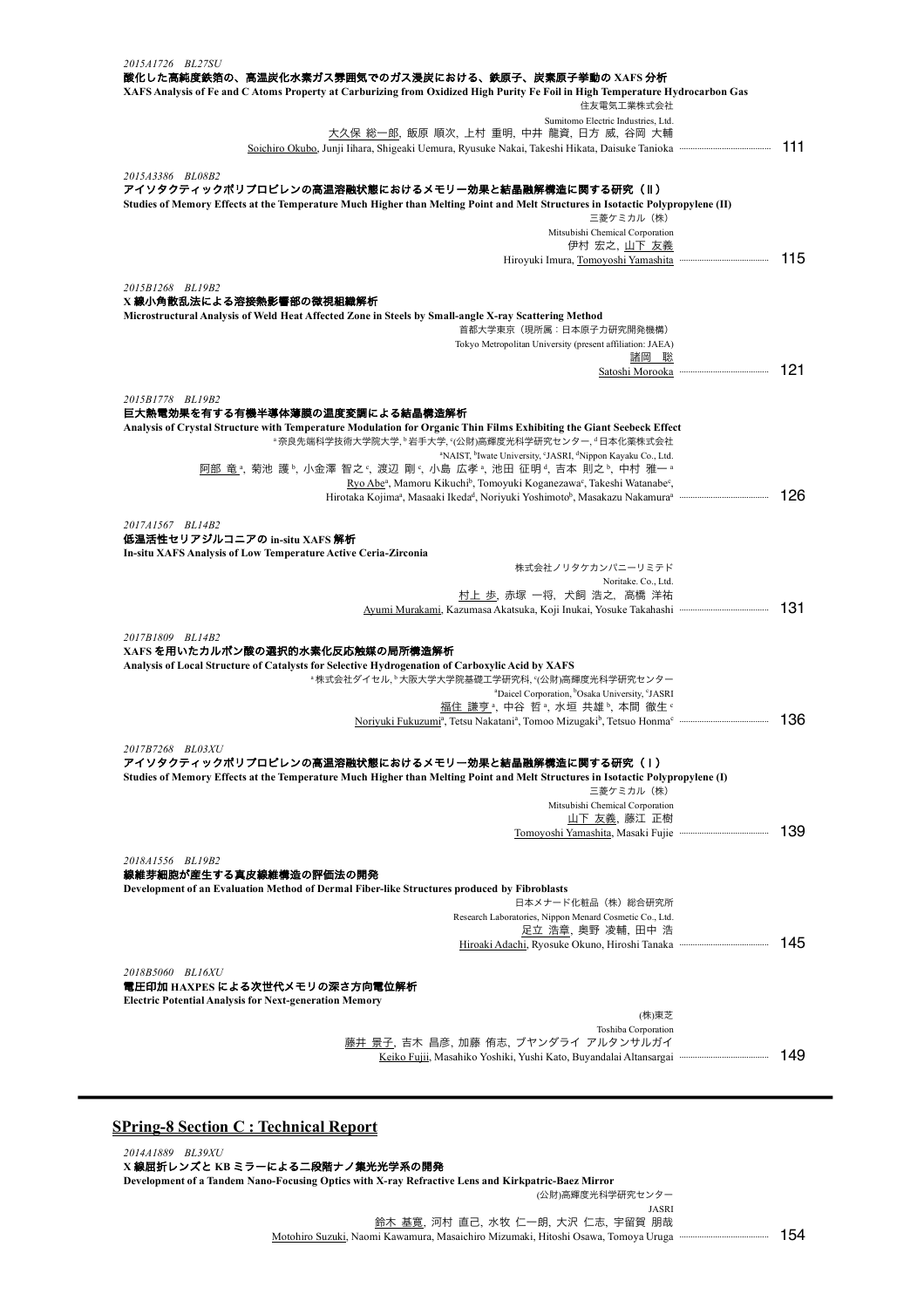*2015A1726　BL27SU*

**酸化した高純度鉄箔の、高温炭化水素ガス雰囲気でのガス浸炭における、鉄原子、炭素原子挙動の XAFS 分析**

**XAFS Analysis of Fe and C Atoms Property at Carburizing from Oxidized High Purity Fe Foil in High Temperature Hydrocarbon Gas**

住友電気工業株式会社
Sumitomo Electric Industries, Ltd.
大久保 総一郎, 飯原 順次, 上村 重明, 中井 龍資, 日方 威, 谷岡 大輔
Soichiro Okubo, Junji Iihara, Shigeaki Uemura, Ryusuke Nakai, Takeshi Hikata, Daisuke Tanioka ……… 111

*2015A3386　BL08B2*

**アイソタクティックポリプロピレンの高温溶融状態におけるメモリー効果と結晶融解構造に関する研究（Ⅱ）**

**Studies of Memory Effects at the Temperature Much Higher than Melting Point and Melt Structures in Isotactic Polypropylene (II)**

三菱ケミカル（株）
Mitsubishi Chemical Corporation
伊村 宏之, 山下 友義
Hiroyuki Imura, Tomoyoshi Yamashita ……… 115

*2015B1268　BL19B2*

**X 線小角散乱法による溶接熱影響部の微視組織解析**

**Microstructural Analysis of Weld Heat Affected Zone in Steels by Small-angle X-ray Scattering Method**

首都大学東京（現所属：日本原子力研究開発機構）
Tokyo Metropolitan University (present affiliation: JAEA)
諸岡　聡
Satoshi Morooka ……… 121

*2015B1778　BL19B2*

**巨大熱電効果を有する有機半導体薄膜の温度変調による結晶構造解析**

**Analysis of Crystal Structure with Temperature Modulation for Organic Thin Films Exhibiting the Giant Seebeck Effect**

[a] 奈良先端科学技術大学院大学, [b] 岩手大学, [c](公財)高輝度光科学研究センター, [d] 日本化薬株式会社
[a]NAIST, [b]Iwate University, [c]JASRI, [d]Nippon Kayaku Co., Ltd.
阿部 竜[a], 菊池 護[b], 小金澤 智之[c], 渡辺 剛[c], 小島 広孝[a], 池田 征明[d], 吉本 則之[b], 中村 雅一[a]
Ryo Abe[a], Mamoru Kikuchi[b], Tomoyuki Koganezawa[c], Takeshi Watanabe[c],
Hirotaka Kojima[a], Masaaki Ikeda[d], Noriyuki Yoshimoto[b], Masakazu Nakamura[a] ……… 126

*2017A1567　BL14B2*

**低温活性セリアジルコニアの in-situ XAFS 解析**

**In-situ XAFS Analysis of Low Temperature Active Ceria-Zirconia**

株式会社ノリタケカンパニーリミテド
Noritake. Co., Ltd.
村上 歩, 赤塚 一将, 犬飼 浩之, 高橋 洋祐
Ayumi Murakami, Kazumasa Akatsuka, Koji Inukai, Yosuke Takahashi ……… 131

*2017B1809　BL14B2*

**XAFS を用いたカルボン酸の選択的水素化反応触媒の局所構造解析**

**Analysis of Local Structure of Catalysts for Selective Hydrogenation of Carboxylic Acid by XAFS**

[a] 株式会社ダイセル, [b] 大阪大学大学院基礎工学研究科, [c](公財)高輝度光科学研究センター
[a]Daicel Corporation, [b]Osaka University, [c]JASRI
福住 謙亨[a], 中谷 哲[a], 水垣 共雄[b], 本間 徹生[c]
Noriyuki Fukuzumi[a], Tetsu Nakatani[a], Tomoo Mizugaki[b], Tetsuo Honma[c] ……… 136

*2017B7268　BL03XU*

**アイソタクティックポリプロピレンの高温溶融状態におけるメモリー効果と結晶融解構造に関する研究（Ⅰ）**

**Studies of Memory Effects at the Temperature Much Higher than Melting Point and Melt Structures in Isotactic Polypropylene (I)**

三菱ケミカル（株）
Mitsubishi Chemical Corporation
山下 友義, 藤江 正樹
Tomoyoshi Yamashita, Masaki Fujie ……… 139

*2018A1556　BL19B2*

**線維芽細胞が産生する真皮線維構造の評価法の開発**

**Development of an Evaluation Method of Dermal Fiber-like Structures produced by Fibroblasts**

日本メナード化粧品（株）総合研究所
Research Laboratories, Nippon Menard Cosmetic Co., Ltd.
足立 浩章, 奥野 凌輔, 田中 浩
Hiroaki Adachi, Ryosuke Okuno, Hiroshi Tanaka ……… 145

*2018B5060　BL16XU*

**電圧印加 HAXPES による次世代メモリの深さ方向電位解析**

**Electric Potential Analysis for Next-generation Memory**

(株)東芝
Toshiba Corporation
藤井 景子, 吉木 昌彦, 加藤 侑志, ブヤンダライ アルタンサルガイ
Keiko Fujii, Masahiko Yoshiki, Yushi Kato, Buyandalai Altansargai ……… 149

## SPring-8 Section C : Technical Report

*2014A1889　BL39XU*

**X 線屈折レンズと KB ミラーによる二段階ナノ集光光学系の開発**

**Development of a Tandem Nano-Focusing Optics with X-ray Refractive Lens and Kirkpatric-Baez Mirror**

(公財)高輝度光科学研究センター
JASRI
鈴木 基寛, 河村 直己, 水牧 仁一朗, 大沢 仁志, 宇留賀 朋哉
Motohiro Suzuki, Naomi Kawamura, Masaichiro Mizumaki, Hitoshi Osawa, Tomoya Uruga ……… 154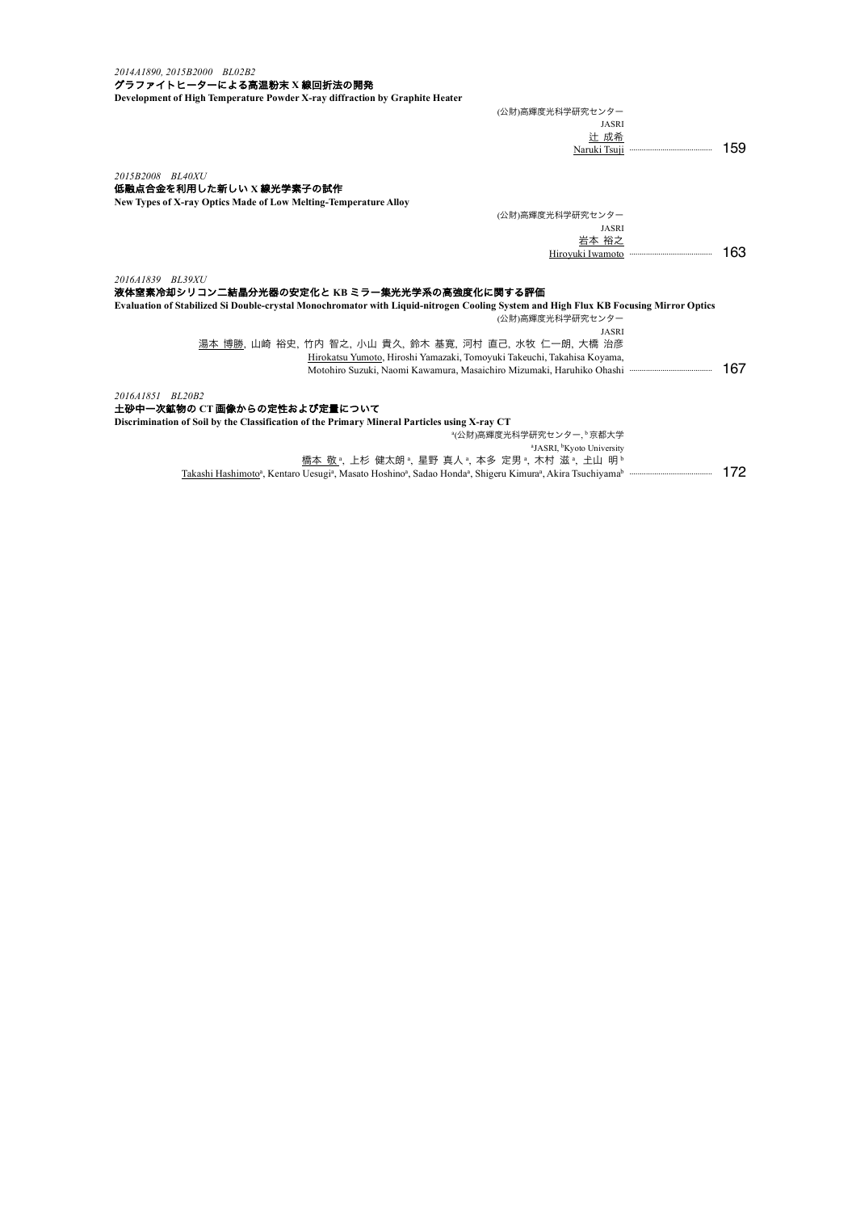*2014A1890, 2015B2000　BL02B2*

**グラファイトヒーターによる高温粉末 X 線回折法の開発**

**Development of High Temperature Powder X-ray diffraction by Graphite Heater**

(公財)高輝度光科学研究センター
JASRI
辻 成希
Naruki Tsuji ………………………… 159

*2015B2008　BL40XU*

**低融点合金を利用した新しい X 線光学素子の試作**

**New Types of X-ray Optics Made of Low Melting-Temperature Alloy**

(公財)高輝度光科学研究センター
JASRI
岩本 裕之
Hiroyuki Iwamoto ………………………… 163

*2016A1839　BL39XU*

**液体窒素冷却シリコン二結晶分光器の安定化と KB ミラー集光光学系の高強度化に関する評価**

**Evaluation of Stabilized Si Double-crystal Monochromator with Liquid-nitrogen Cooling System and High Flux KB Focusing Mirror Optics**

(公財)高輝度光科学研究センター
JASRI
湯本 博勝, 山崎 裕史, 竹内 智之, 小山 貴久, 鈴木 基寛, 河村 直己, 水牧 仁一朗, 大橋 治彦
Hirokatsu Yumoto, Hiroshi Yamazaki, Tomoyuki Takeuchi, Takahisa Koyama,
Motohiro Suzuki, Naomi Kawamura, Masaichiro Mizumaki, Haruhiko Ohashi ………………………… 167

*2016A1851　BL20B2*

**土砂中一次鉱物の CT 画像からの定性および定量について**

**Discrimination of Soil by the Classification of the Primary Mineral Particles using X-ray CT**

[a](公財)高輝度光科学研究センター, [b]京都大学
[a]JASRI, [b]Kyoto University
橋本 敬[a], 上杉 健太朗[a], 星野 真人[a], 本多 定男[a], 木村 滋[a], 土山 明[b]
Takashi Hashimoto[a], Kentaro Uesugi[a], Masato Hoshino[a], Sadao Honda[a], Shigeru Kimura[a], Akira Tsuchiyama[b] ………………………… 172